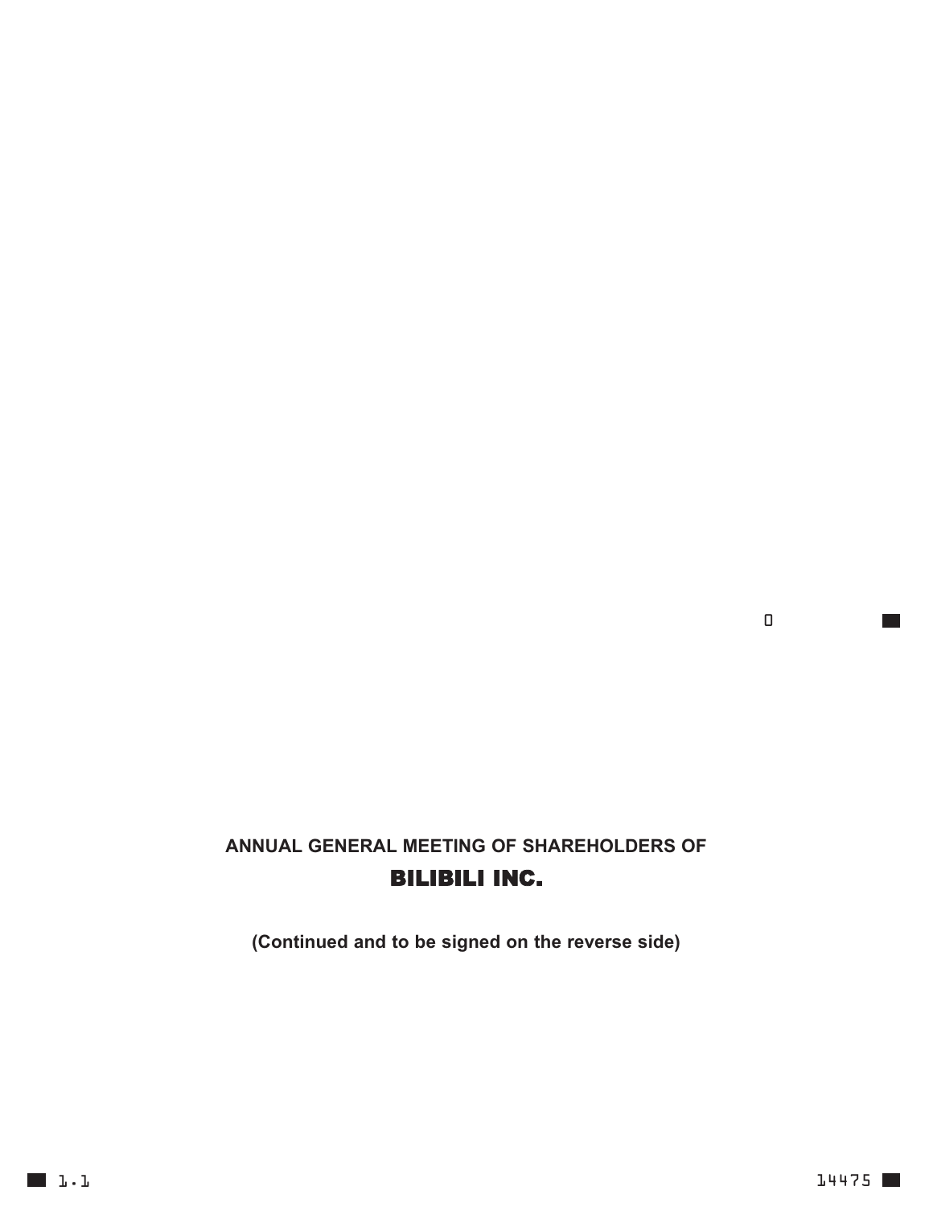**ANNUAL GENERAL MEETING OF SHAREHOLDERS OF**

# BILIBILI INC.

**(Continued and to be signed on the reverse side)**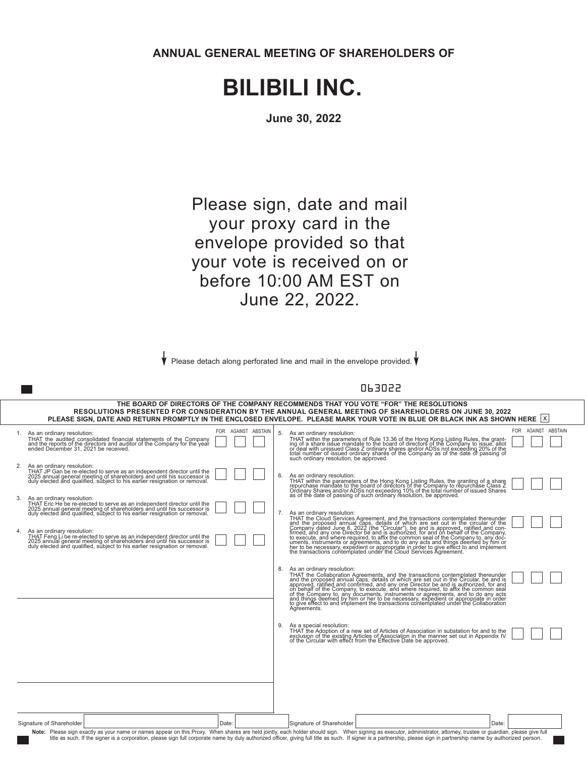**ANNUAL GENERAL MEETING OF SHAREHOLDERS OF**

# BILIBILI INC.

**June 30, 2022**

Please sign, date and mail your proxy card in the envelope provided so that your vote is received on or before 10:00 AM EST on June 22, 2022.

Please detach along perforated line and mail in the envelope provided.

063022

**THE BOARD OF DIRECTORS OF THE COMPANY RECOMMENDS THAT YOU VOTE "FOR" THE RESOLUTIONS RESOLUTIONS PRESENTED FOR CONSIDERATION BY THE ANNUAL GENERAL MEETING OF SHAREHOLDERS ON JUNE 30, 2022 PLEASE SIGN, DATE AND RETURN PROMPTLY IN THE ENCLOSED ENVELOPE. PLEASE MARK YOUR VOTE IN BLUE OR BLACK INK AS SHOWN HERE** [X]

| | FOR | AGAINST | ABSTAIN |
|---|---|---|---|
| 1. As an ordinary resolution: THAT the audited consolidated financial statements of the Company and the reports of the directors and auditor of the Company for the year ended December 31, 2021 be received. | ☐ | ☐ | ☐ |
| 2. As an ordinary resolution: THAT JP Gan be re-elected to serve as an independent director until the 2025 annual general meeting of shareholders and until his successor is duly elected and qualified, subject to his earlier resignation or removal. | ☐ | ☐ | ☐ |
| 3. As an ordinary resolution: THAT Eric He be re-elected to serve as an independent director until the 2025 annual general meeting of shareholders and until his successor is duly elected and qualified, subject to his earlier resignation or removal. | ☐ | ☐ | ☐ |
| 4. As an ordinary resolution: THAT Feng Li be re-elected to serve as an independent director until the 2025 annual general meeting of shareholders and until his successor is duly elected and qualified, subject to his earlier resignation or removal. | ☐ | ☐ | ☐ |
| 5. As an ordinary resolution: THAT within the parameters of Rule 13.36 of the Hong Kong Listing Rules, the granting of a share issue mandate to the board of directors of the Company to issue, allot or deal with unissued Class Z ordinary shares and/or ADSs not exceeding 20% of the total number of issued ordinary shares of the Company as of the date of passing of such ordinary resolution, be approved. | ☐ | ☐ | ☐ |
| 6. As an ordinary resolution: THAT within the parameters of the Hong Kong Listing Rules, the granting of a share repurchase mandate to the board of directors of the Company to repurchase Class Z Ordinary Shares and/or ADSs not exceeding 10% of the total number of issued Shares as of the date of passing of such ordinary resolution, be approved. | ☐ | ☐ | ☐ |
| 7. As an ordinary resolution: THAT the Cloud Services Agreement, and the transactions contemplated thereunder and the proposed annual caps, details of which are set out in the circular of the Company dated June 6, 2022 (the "Circular"), be and is approved, ratified and confirmed, and any one Director be and is authorized, for and on behalf of the Company, to execute, and where required, to affix the common seal of the Company to, any documents, instruments or agreements, and to do any acts and things deemed by him or her to be necessary, expedient or appropriate in order to give effect to and implement the transactions contemplated under the Cloud Services Agreement. | ☐ | ☐ | ☐ |
| 8. As an ordinary resolution: THAT the Collaboration Agreements, and the transactions contemplated thereunder and the proposed annual caps, details of which are set out in the Circular, be and is approved, ratified and confirmed, and any one Director be and is authorized, for and on behalf of the Company, to execute, and where required, to affix the common seal of the Company to, any documents, instruments or agreements, and to do any acts and things deemed by him or her to be necessary, expedient or appropriate in order to give effect to and implement the transactions contemplated under the Collaboration Agreements. | ☐ | ☐ | ☐ |
| 9. As a special resolution: THAT the Adoption of a new set of Articles of Association in substation for and to the exclusion of the existing Articles of Association in the manner set out in Appendix IV of the Circular with effect from the Effective Date be approved. | ☐ | ☐ | ☐ |

Signature of Shareholder ______________ Date: ________ Signature of Shareholder ______________ Date: ________

**Note:** Please sign exactly as your name or names appear on this Proxy. When shares are held jointly, each holder should sign. When signing as executor, administrator, attorney, trustee or guardian, please give full title as such. If the signer is a corporation, please sign full corporate name by duly authorized officer, giving full title as such. If signer is a partnership, please sign in partnership name by authorized person.